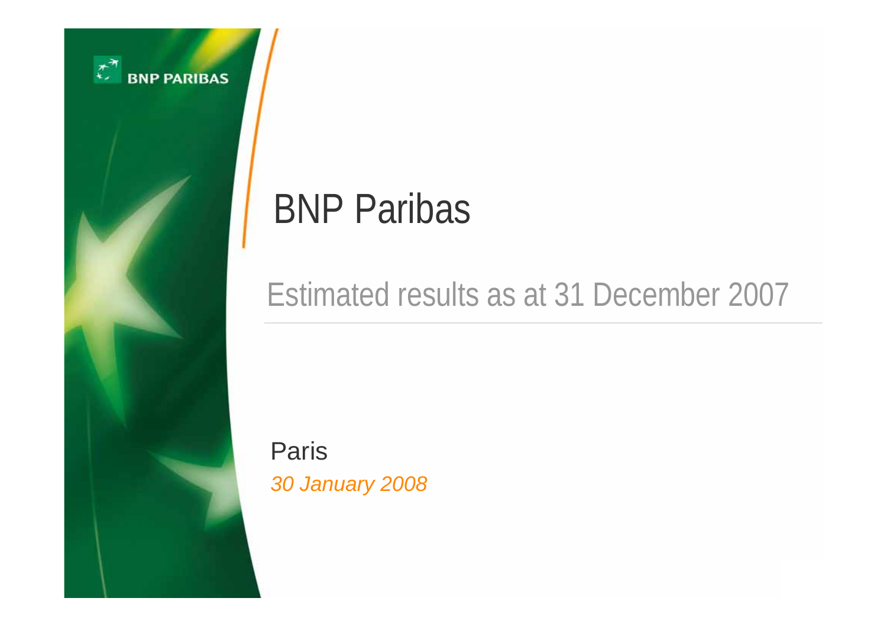# BNP Paribas

## Estimated results as at 31 December 2007

Paris

*30 January 2008*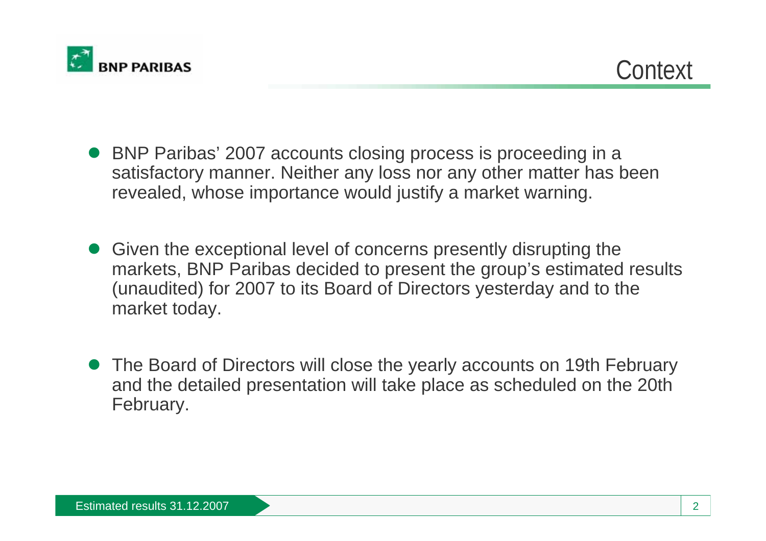# Context

- BNP Paribas' 2007 accounts closing process is proceeding in a satisfactory manner. Neither any loss nor any other matter has been revealed, whose importance would justify a market warning.

- Given the exceptional level of concerns presently disrupting the markets, BNP Paribas decided to present the group's estimated results (unaudited) for 2007 to its Board of Directors yesterday and to the market today.

- The Board of Directors will close the yearly accounts on 19th February and the detailed presentation will take place as scheduled on the 20th February.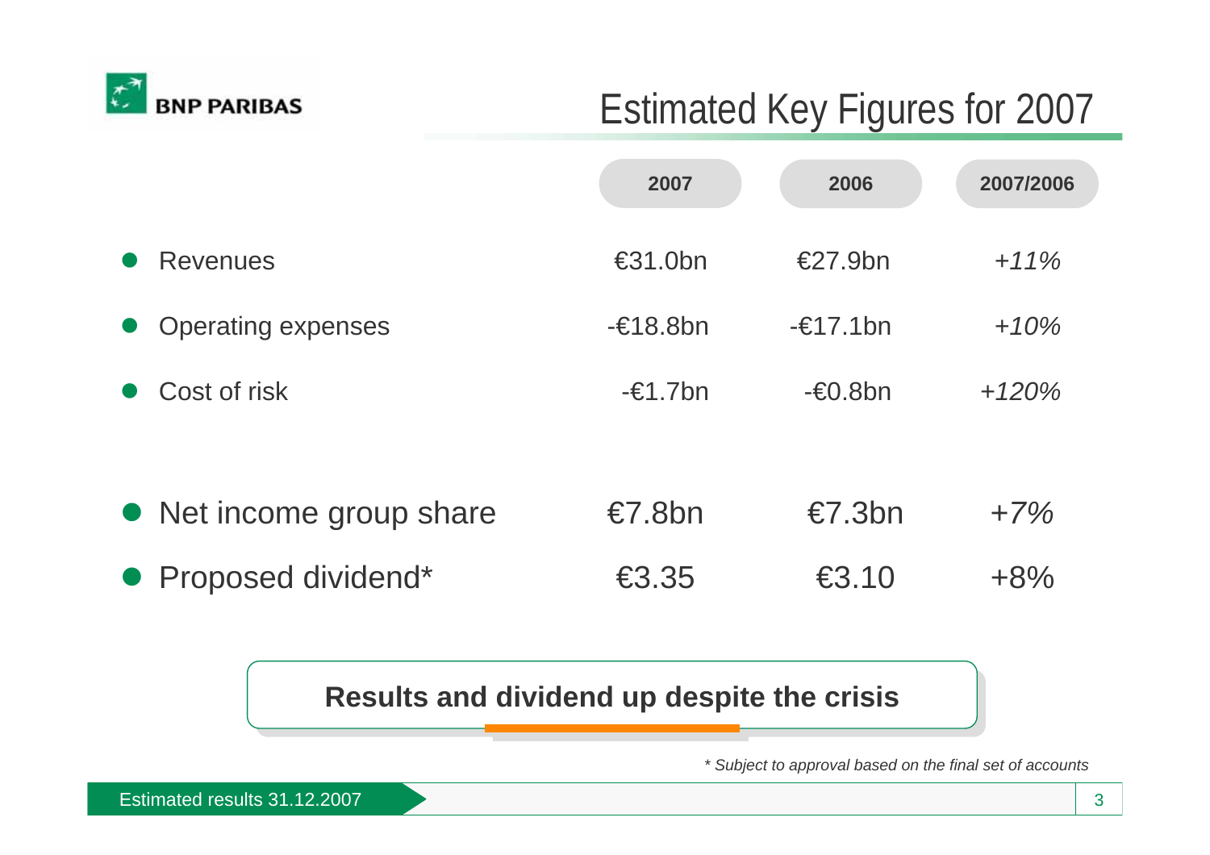# Estimated Key Figures for 2007

| | 2007 | 2006 | 2007/2006 |
|---|---|---|---|
| Revenues | €31.0bn | €27.9bn | *+11%* |
| Operating expenses | -€18.8bn | -€17.1bn | *+10%* |
| Cost of risk | -€1.7bn | -€0.8bn | *+120%* |
| Net income group share | €7.8bn | €7.3bn | *+7%* |
| Proposed dividend* | €3.35 | €3.10 | +8% |

**Results and dividend up despite the crisis**

*\* Subject to approval based on the final set of accounts*

Estimated results 31.12.2007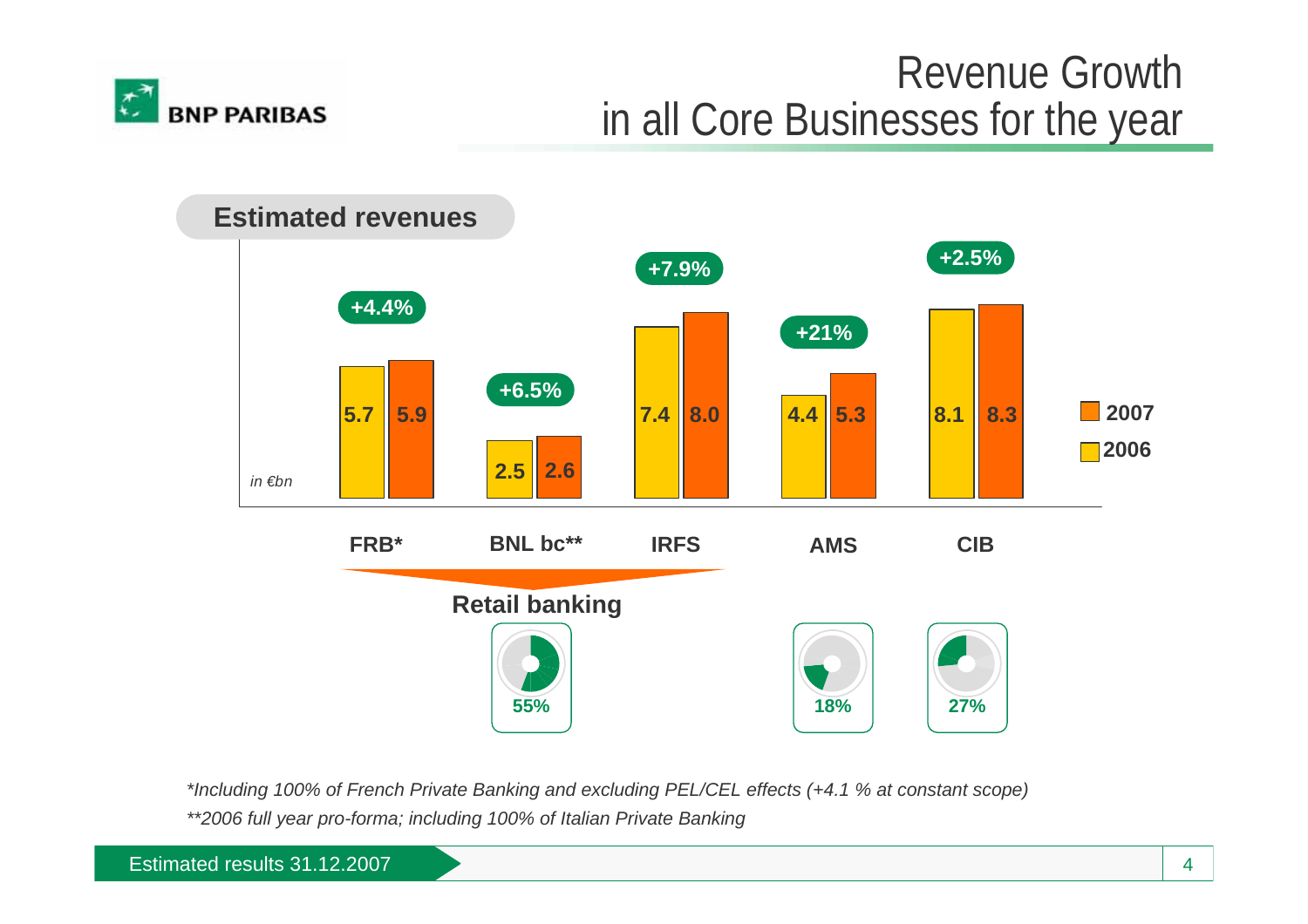# Revenue Growth in all Core Businesses for the year

## Estimated revenues

*in €bn*

| | FRB* | BNL bc** | IRFS | AMS | CIB |
|---|---|---|---|---|---|
| 2006 | 5.7 | 2.5 | 7.4 | 4.4 | 8.1 |
| 2007 | 5.9 | 2.6 | 8.0 | 5.3 | 8.3 |
| Growth | +4.4% | +6.5% | +7.9% | +21% | +2.5% |

**Retail banking** (FRB*, BNL bc**, IRFS): 55%

AMS: 18%

CIB: 27%

*\*Including 100% of French Private Banking and excluding PEL/CEL effects (+4.1 % at constant scope)*

*\*\*2006 full year pro-forma; including 100% of Italian Private Banking*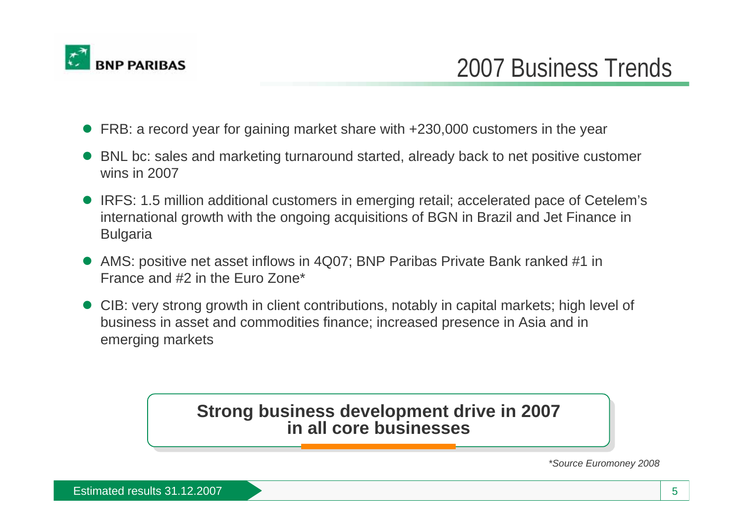# 2007 Business Trends

- FRB: a record year for gaining market share with +230,000 customers in the year
- BNL bc: sales and marketing turnaround started, already back to net positive customer wins in 2007
- IRFS: 1.5 million additional customers in emerging retail; accelerated pace of Cetelem's international growth with the ongoing acquisitions of BGN in Brazil and Jet Finance in Bulgaria
- AMS: positive net asset inflows in 4Q07; BNP Paribas Private Bank ranked #1 in France and #2 in the Euro Zone*
- CIB: very strong growth in client contributions, notably in capital markets; high level of business in asset and commodities finance; increased presence in Asia and in emerging markets

**Strong business development drive in 2007 in all core businesses**

*\*Source Euromoney 2008*

Estimated results 31.12.2007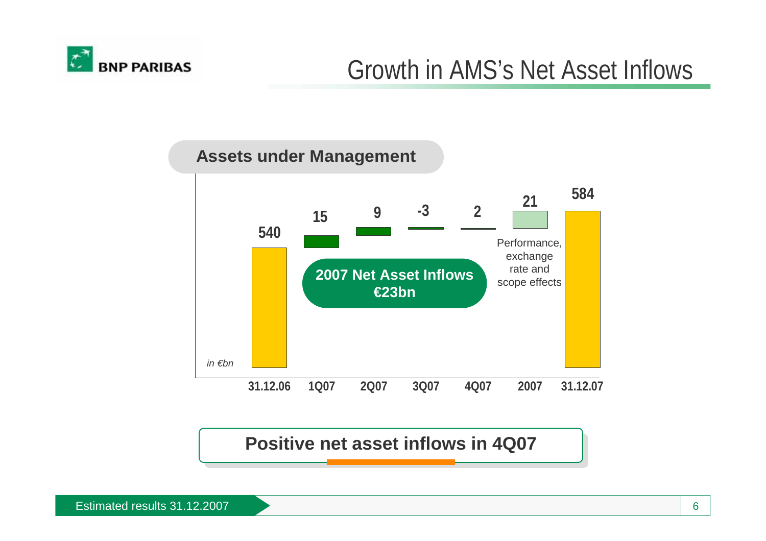# Growth in AMS's Net Asset Inflows

## Assets under Management

*in €bn*

| 31.12.06 | 1Q07 | 2Q07 | 3Q07 | 4Q07 | 2007 | 31.12.07 |
|---|---|---|---|---|---|---|
| 540 | 15 | 9 | -3 | 2 | 21 | 584 |

2007: Performance, exchange rate and scope effects

**2007 Net Asset Inflows €23bn**

**Positive net asset inflows in 4Q07**

Estimated results 31.12.2007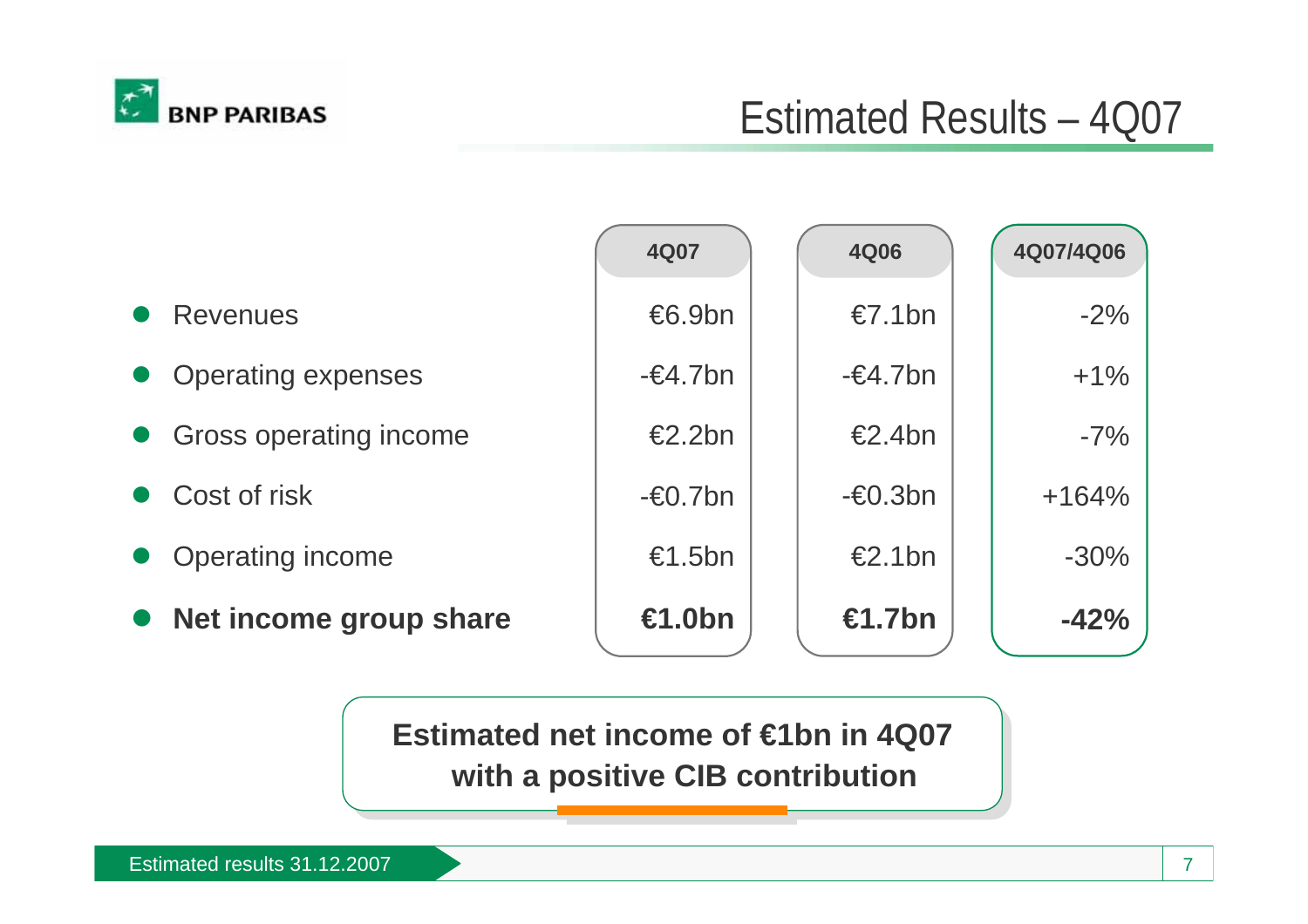# Estimated Results – 4Q07

| | 4Q07 | 4Q06 | 4Q07/4Q06 |
|---|---|---|---|
| Revenues | €6.9bn | €7.1bn | -2% |
| Operating expenses | -€4.7bn | -€4.7bn | +1% |
| Gross operating income | €2.2bn | €2.4bn | -7% |
| Cost of risk | -€0.7bn | -€0.3bn | +164% |
| Operating income | €1.5bn | €2.1bn | -30% |
| **Net income group share** | **€1.0bn** | **€1.7bn** | **-42%** |

**Estimated net income of €1bn in 4Q07 with a positive CIB contribution**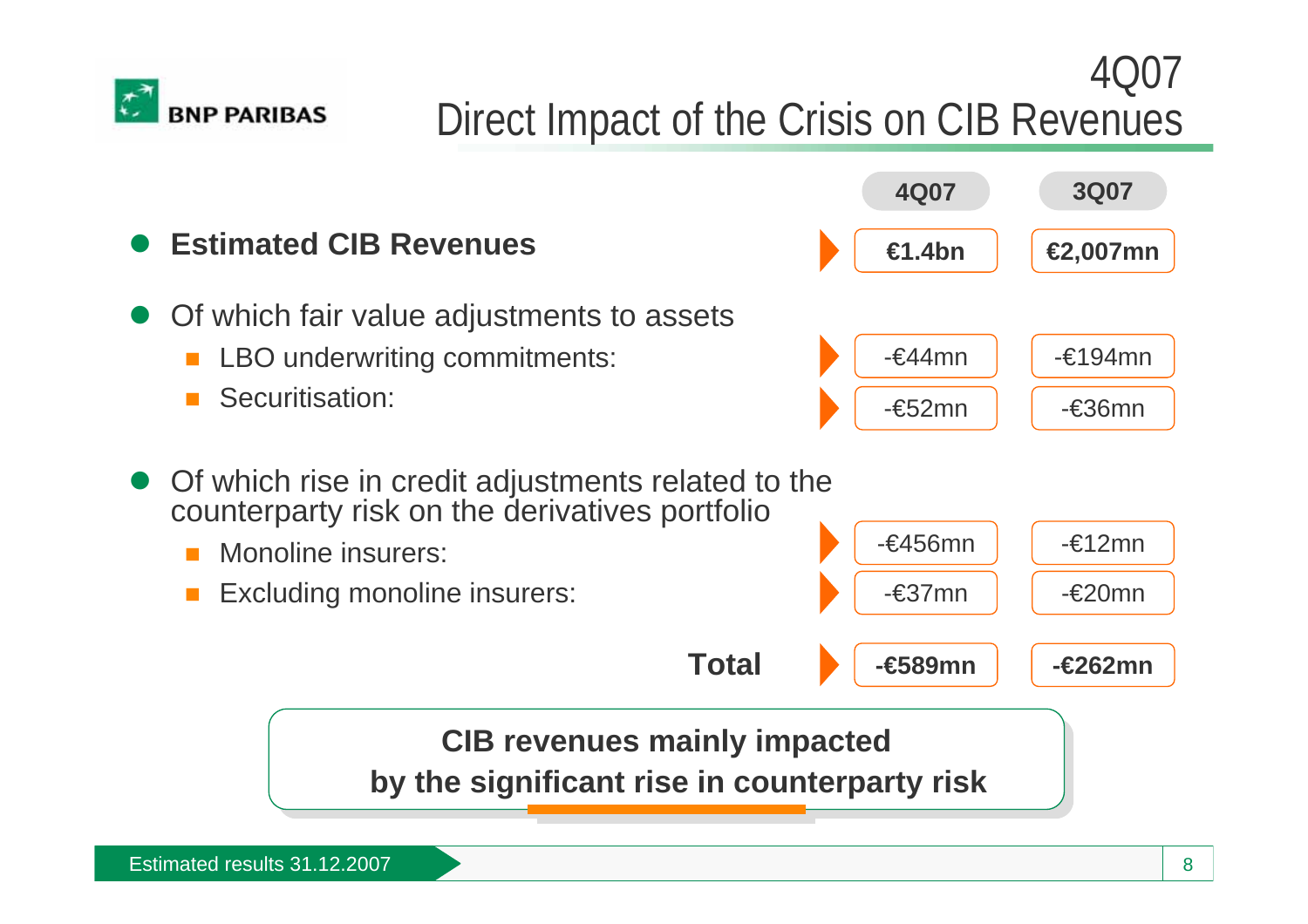# 4Q07 Direct Impact of the Crisis on CIB Revenues

| | 4Q07 | 3Q07 |
|---|---|---|
| **Estimated CIB Revenues** | **€1.4bn** | **€2,007mn** |
| Of which fair value adjustments to assets | | |
| LBO underwriting commitments: | -€44mn | -€194mn |
| Securitisation: | -€52mn | -€36mn |
| Of which rise in credit adjustments related to the counterparty risk on the derivatives portfolio | | |
| Monoline insurers: | -€456mn | -€12mn |
| Excluding monoline insurers: | -€37mn | -€20mn |
| **Total** | **-€589mn** | **-€262mn** |

**CIB revenues mainly impacted by the significant rise in counterparty risk**

Estimated results 31.12.2007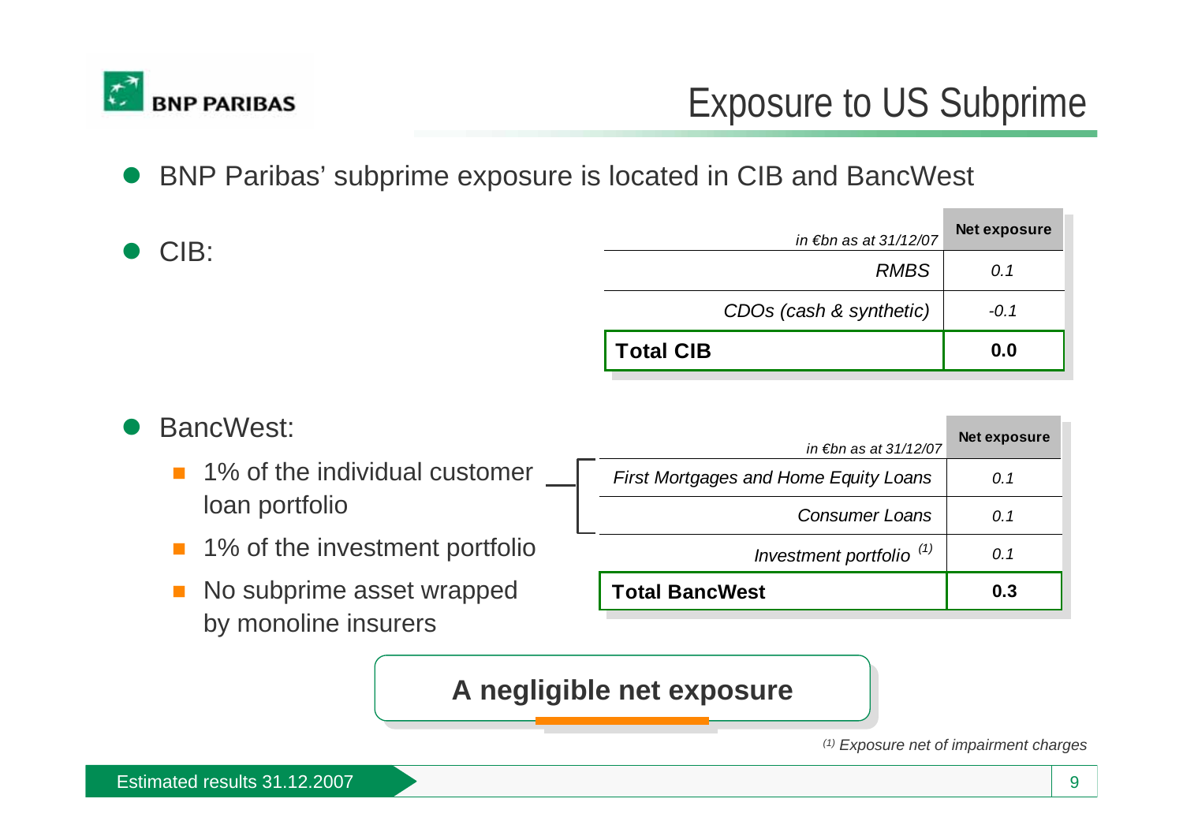# Exposure to US Subprime

- BNP Paribas' subprime exposure is located in CIB and BancWest
- CIB:

| *in €bn as at 31/12/07* | Net exposure |
|---|---|
| *RMBS* | *0.1* |
| *CDOs (cash & synthetic)* | *-0.1* |
| **Total CIB** | **0.0** |

- BancWest:
  - 1% of the individual customer loan portfolio
  - 1% of the investment portfolio
  - No subprime asset wrapped by monoline insurers

| *in €bn as at 31/12/07* | Net exposure |
|---|---|
| *First Mortgages and Home Equity Loans* | *0.1* |
| *Consumer Loans* | *0.1* |
| *Investment portfolio* [(1)] | *0.1* |
| **Total BancWest** | **0.3** |

**A negligible net exposure**

*[(1)] Exposure net of impairment charges*

Estimated results 31.12.2007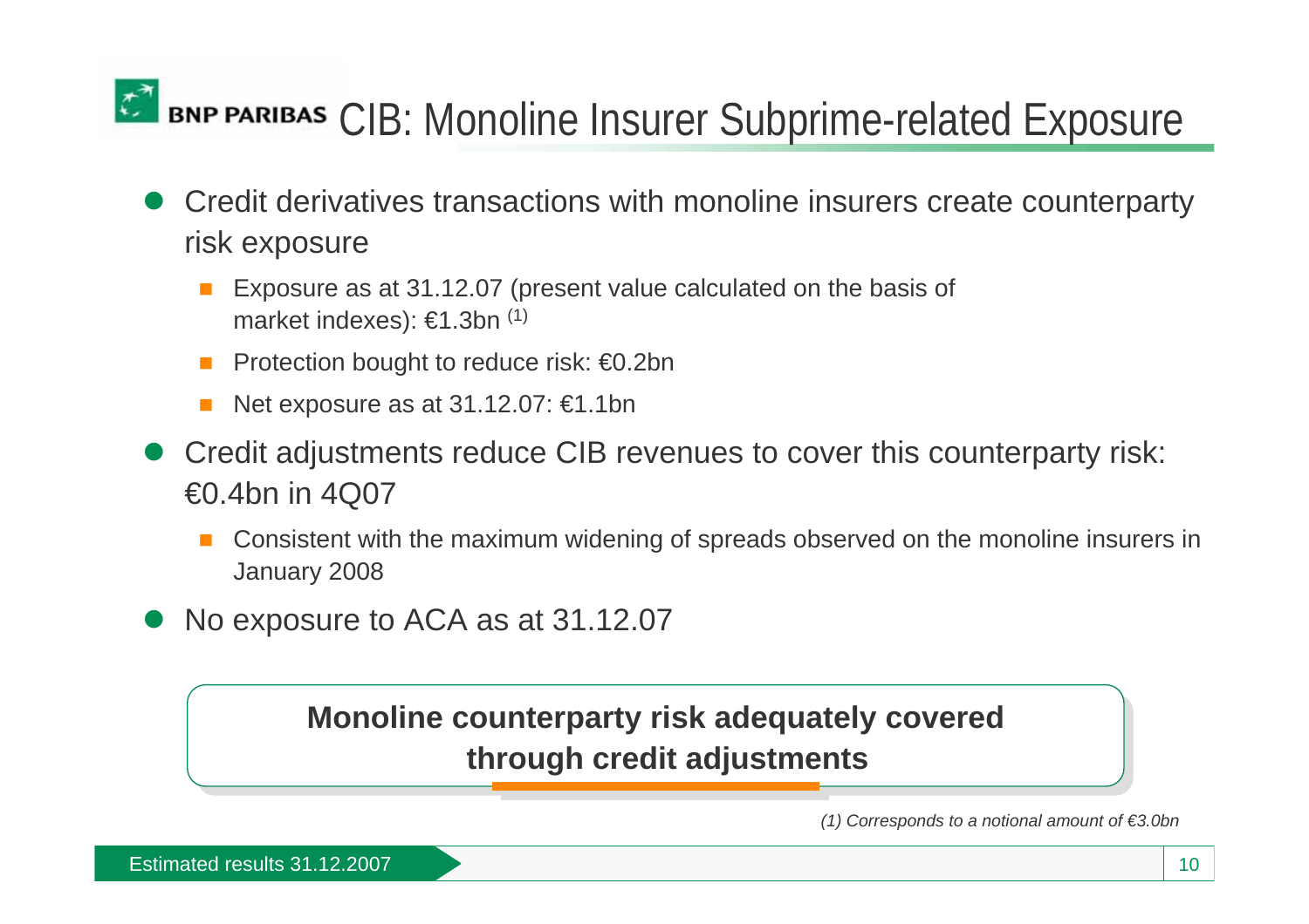# CIB: Monoline Insurer Subprime-related Exposure

- Credit derivatives transactions with monoline insurers create counterparty risk exposure
  - Exposure as at 31.12.07 (present value calculated on the basis of market indexes): €1.3bn [(1)]
  - Protection bought to reduce risk: €0.2bn
  - Net exposure as at 31.12.07: €1.1bn
- Credit adjustments reduce CIB revenues to cover this counterparty risk: €0.4bn in 4Q07
  - Consistent with the maximum widening of spreads observed on the monoline insurers in January 2008
- No exposure to ACA as at 31.12.07

**Monoline counterparty risk adequately covered through credit adjustments**

*(1) Corresponds to a notional amount of €3.0bn*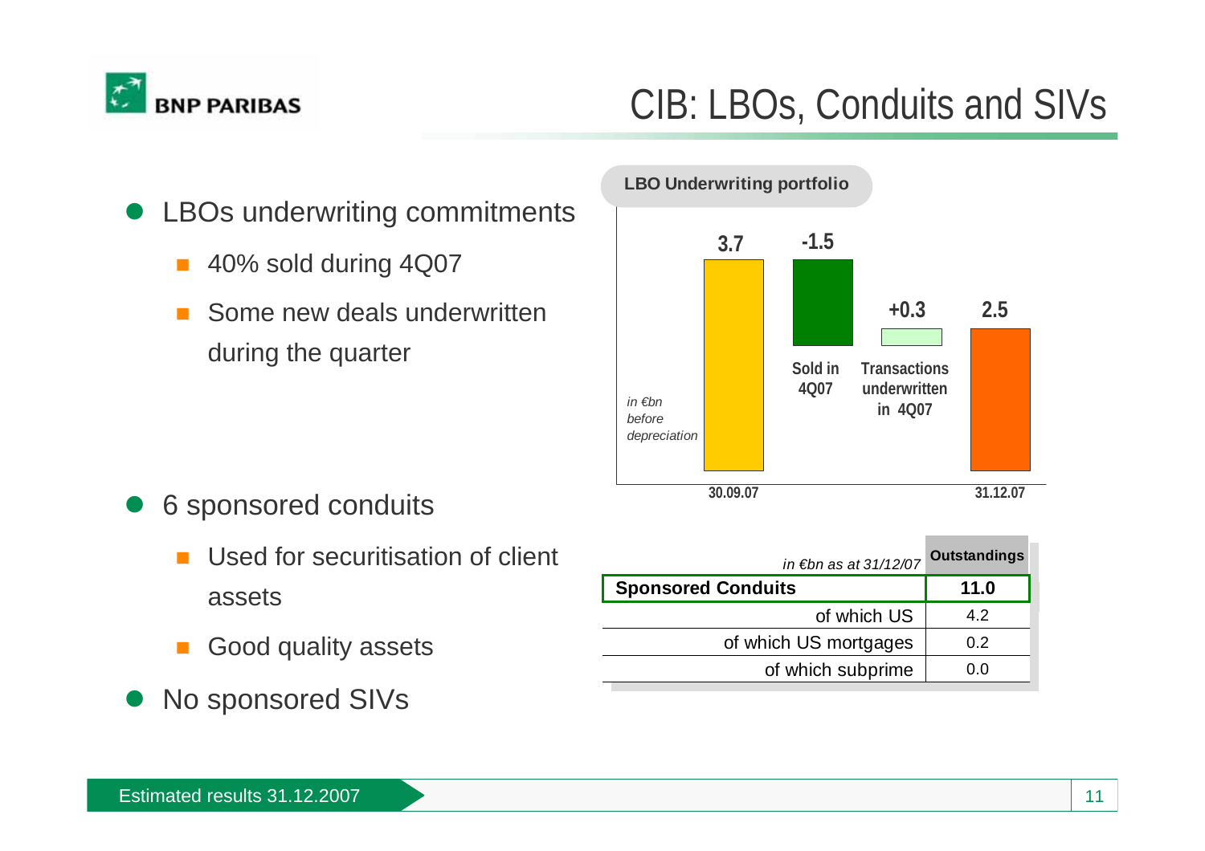# CIB: LBOs, Conduits and SIVs

- LBOs underwriting commitments
  - 40% sold during 4Q07
  - Some new deals underwritten during the quarter

**LBO Underwriting portfolio**

*in €bn before depreciation*

| | 30.09.07 | Sold in 4Q07 | Transactions underwritten in 4Q07 | 31.12.07 |
|---|---|---|---|---|
| LBO Underwriting portfolio | 3.7 | -1.5 | +0.3 | 2.5 |

- 6 sponsored conduits
  - Used for securitisation of client assets
  - Good quality assets
- No sponsored SIVs

| *in €bn as at 31/12/07* | Outstandings |
|---|---|
| **Sponsored Conduits** | **11.0** |
| of which US | 4.2 |
| of which US mortgages | 0.2 |
| of which subprime | 0.0 |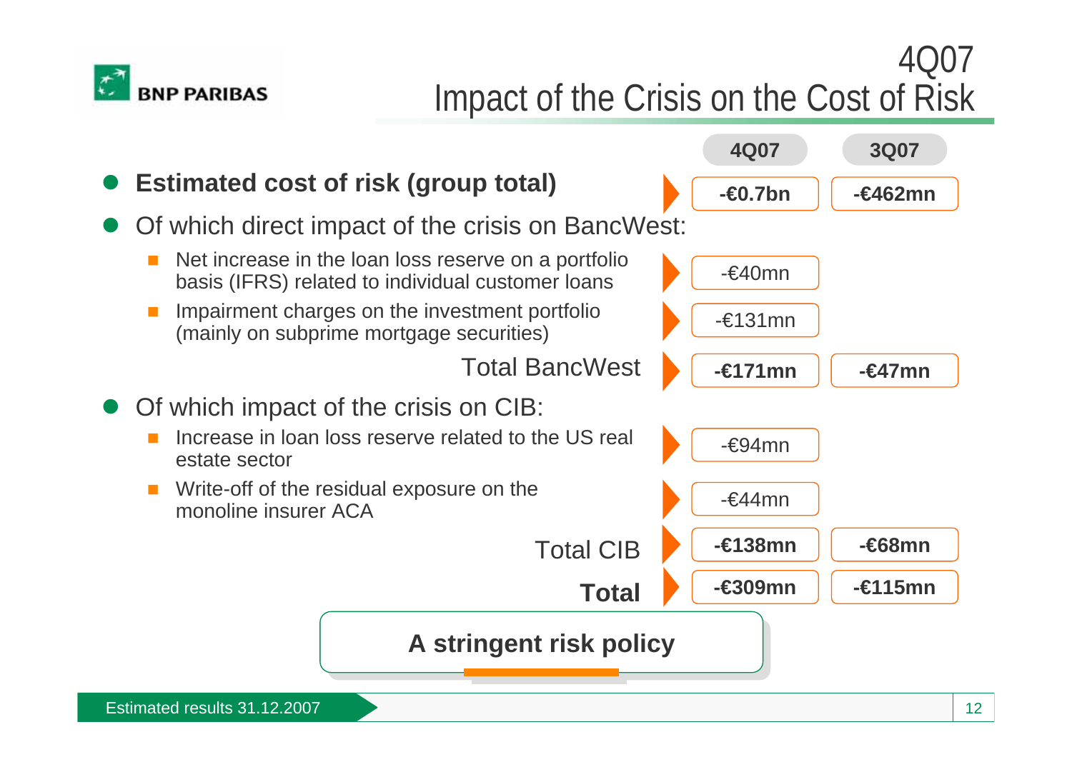# 4Q07
# Impact of the Crisis on the Cost of Risk

| | 4Q07 | 3Q07 |
|---|---|---|
| **Estimated cost of risk (group total)** | **-€0.7bn** | **-€462mn** |
| Of which direct impact of the crisis on BancWest: | | |
| - Net increase in the loan loss reserve on a portfolio basis (IFRS) related to individual customer loans | -€40mn | |
| - Impairment charges on the investment portfolio (mainly on subprime mortgage securities) | -€131mn | |
| Total BancWest | **-€171mn** | **-€47mn** |
| Of which impact of the crisis on CIB: | | |
| - Increase in loan loss reserve related to the US real estate sector | -€94mn | |
| - Write-off of the residual exposure on the monoline insurer ACA | -€44mn | |
| Total CIB | **-€138mn** | **-€68mn** |
| **Total** | **-€309mn** | **-€115mn** |

**A stringent risk policy**

Estimated results 31.12.2007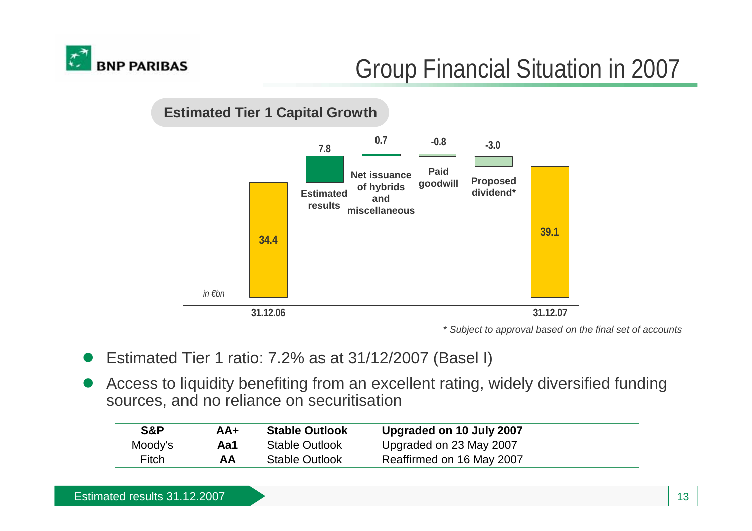# Group Financial Situation in 2007

## Estimated Tier 1 Capital Growth

*in €bn*

| 31.12.06 | Estimated results | Net issuance of hybrids and miscellaneous | Paid goodwill | Proposed dividend* | 31.12.07 |
|---|---|---|---|---|---|
| 34.4 | 7.8 | 0.7 | -0.8 | -3.0 | 39.1 |

*\* Subject to approval based on the final set of accounts*

- Estimated Tier 1 ratio: 7.2% as at 31/12/2007 (Basel I)
- Access to liquidity benefiting from an excellent rating, widely diversified funding sources, and no reliance on securitisation

| **S&P** | **AA+** | **Stable Outlook** | **Upgraded on 10 July 2007** |
|---|---|---|---|
| Moody's | **Aa1** | Stable Outlook | Upgraded on 23 May 2007 |
| Fitch | **AA** | Stable Outlook | Reaffirmed on 16 May 2007 |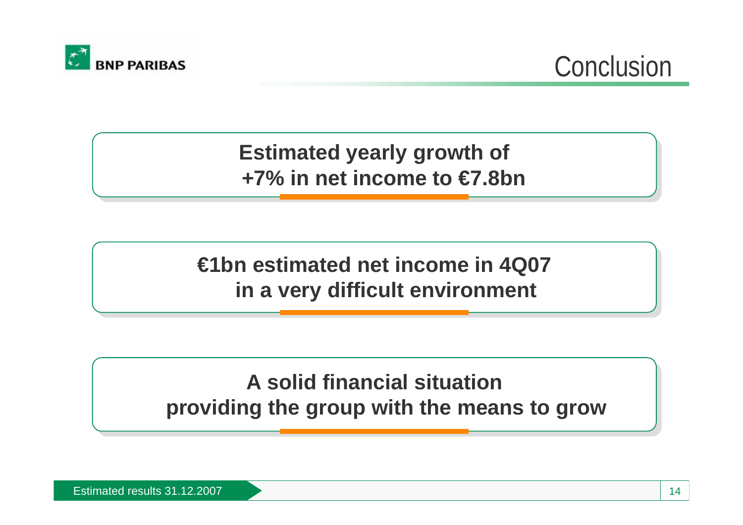# Conclusion

**Estimated yearly growth of +7% in net income to €7.8bn**

**€1bn estimated net income in 4Q07 in a very difficult environment**

**A solid financial situation providing the group with the means to grow**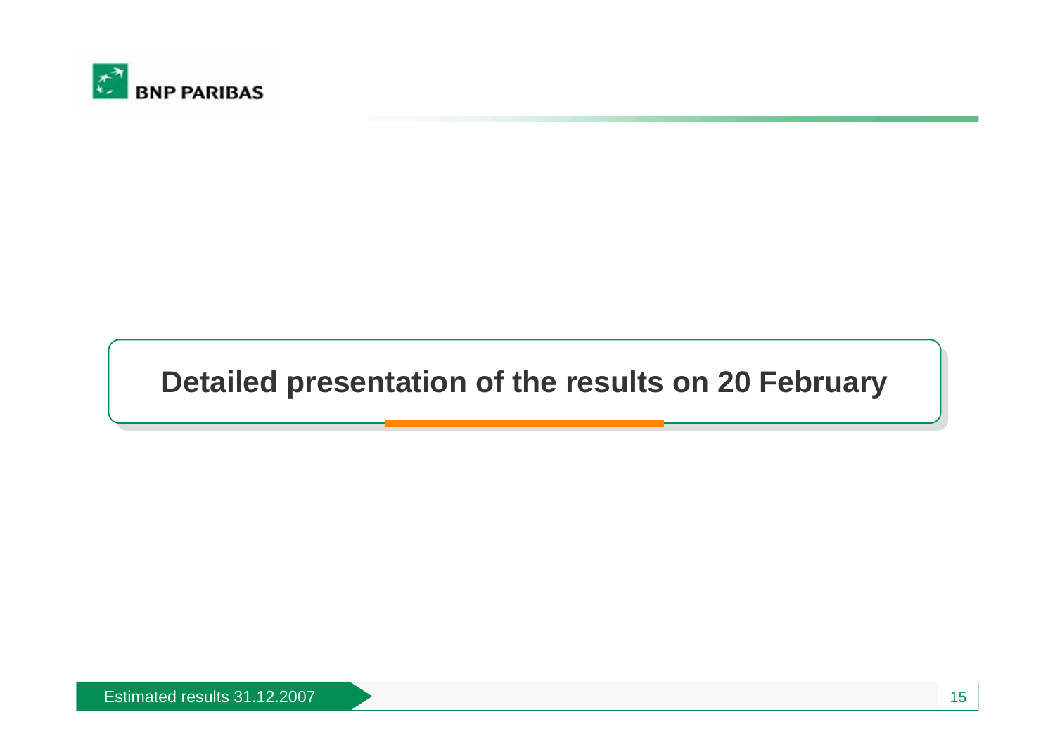# Detailed presentation of the results on 20 February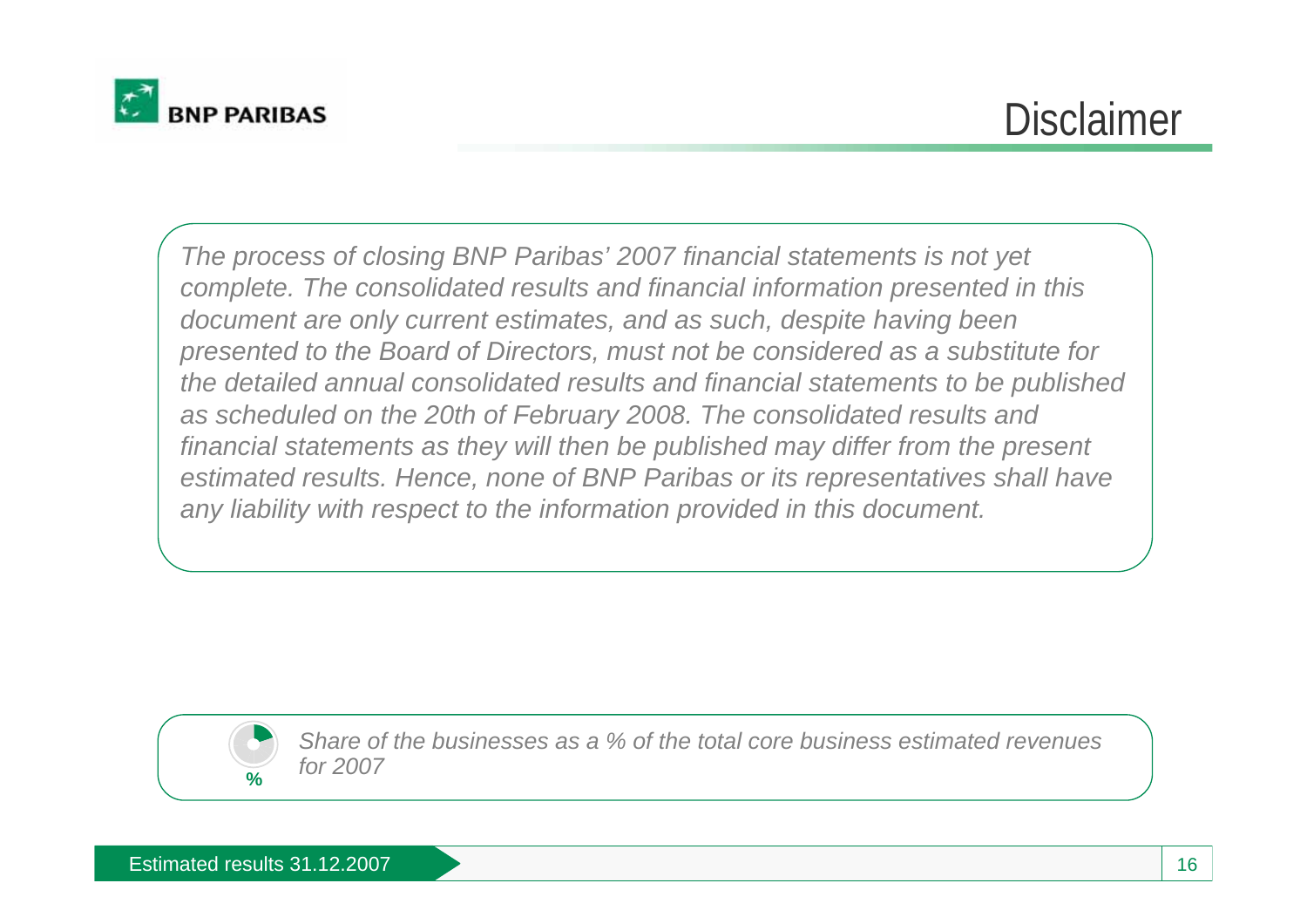# Disclaimer

*The process of closing BNP Paribas' 2007 financial statements is not yet complete. The consolidated results and financial information presented in this document are only current estimates, and as such, despite having been presented to the Board of Directors, must not be considered as a substitute for the detailed annual consolidated results and financial statements to be published as scheduled on the 20th of February 2008. The consolidated results and financial statements as they will then be published may differ from the present estimated results. Hence, none of BNP Paribas or its representatives shall have any liability with respect to the information provided in this document.*

%

*Share of the businesses as a % of the total core business estimated revenues for 2007*